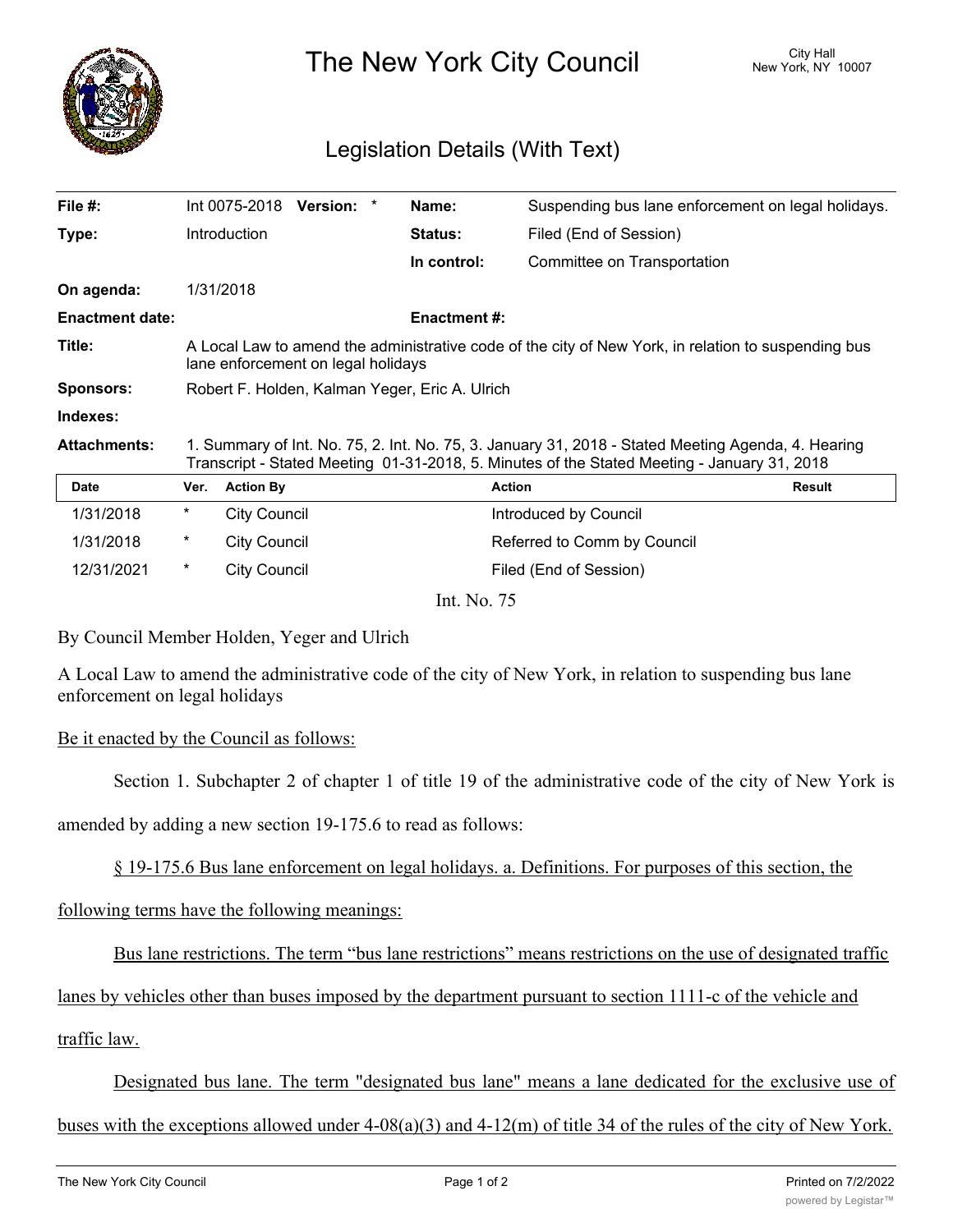# The New York City Council

City Hall
New York, NY 10007

## Legislation Details (With Text)

| | | | |
|---|---|---|---|
| **File #:** | Int 0075-2018 **Version:** * | **Name:** | Suspending bus lane enforcement on legal holidays. |
| **Type:** | Introduction | **Status:** | Filed (End of Session) |
| | | **In control:** | Committee on Transportation |
| **On agenda:** | 1/31/2018 | | |
| **Enactment date:** | | **Enactment #:** | |

**Title:** A Local Law to amend the administrative code of the city of New York, in relation to suspending bus lane enforcement on legal holidays

**Sponsors:** Robert F. Holden, Kalman Yeger, Eric A. Ulrich

**Indexes:**

**Attachments:** 1. Summary of Int. No. 75, 2. Int. No. 75, 3. January 31, 2018 - Stated Meeting Agenda, 4. Hearing Transcript - Stated Meeting 01-31-2018, 5. Minutes of the Stated Meeting - January 31, 2018

| Date | Ver. | Action By | Action | Result |
|---|---|---|---|---|
| 1/31/2018 | * | City Council | Introduced by Council | |
| 1/31/2018 | * | City Council | Referred to Comm by Council | |
| 12/31/2021 | * | City Council | Filed (End of Session) | |

Int. No. 75

By Council Member Holden, Yeger and Ulrich

A Local Law to amend the administrative code of the city of New York, in relation to suspending bus lane enforcement on legal holidays

Be it enacted by the Council as follows:

Section 1. Subchapter 2 of chapter 1 of title 19 of the administrative code of the city of New York is amended by adding a new section 19-175.6 to read as follows:

§ 19-175.6 Bus lane enforcement on legal holidays. a. Definitions. For purposes of this section, the following terms have the following meanings:

Bus lane restrictions. The term "bus lane restrictions" means restrictions on the use of designated traffic lanes by vehicles other than buses imposed by the department pursuant to section 1111-c of the vehicle and traffic law.

Designated bus lane. The term "designated bus lane" means a lane dedicated for the exclusive use of buses with the exceptions allowed under 4-08(a)(3) and 4-12(m) of title 34 of the rules of the city of New York.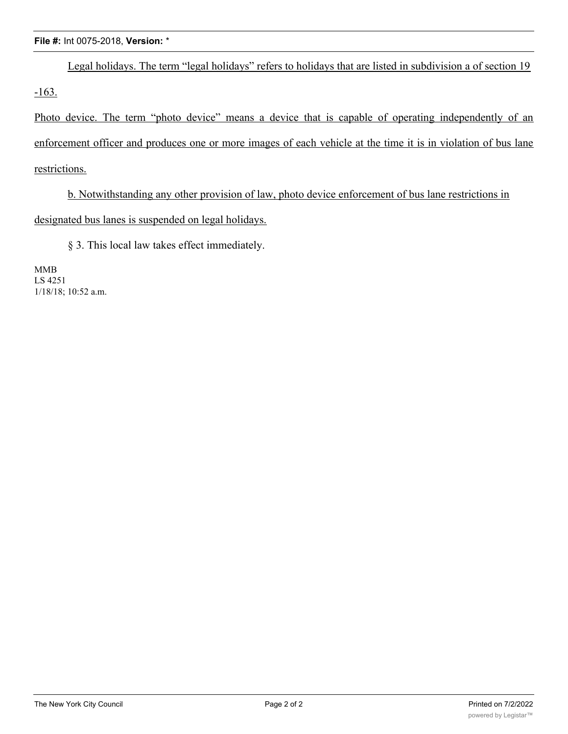Legal holidays. The term “legal holidays” refers to holidays that are listed in subdivision a of section 19-163.

Photo device. The term “photo device” means a device that is capable of operating independently of an enforcement officer and produces one or more images of each vehicle at the time it is in violation of bus lane restrictions.

b. Notwithstanding any other provision of law, photo device enforcement of bus lane restrictions in designated bus lanes is suspended on legal holidays.

§ 3. This local law takes effect immediately.

MMB
LS 4251
1/18/18; 10:52 a.m.